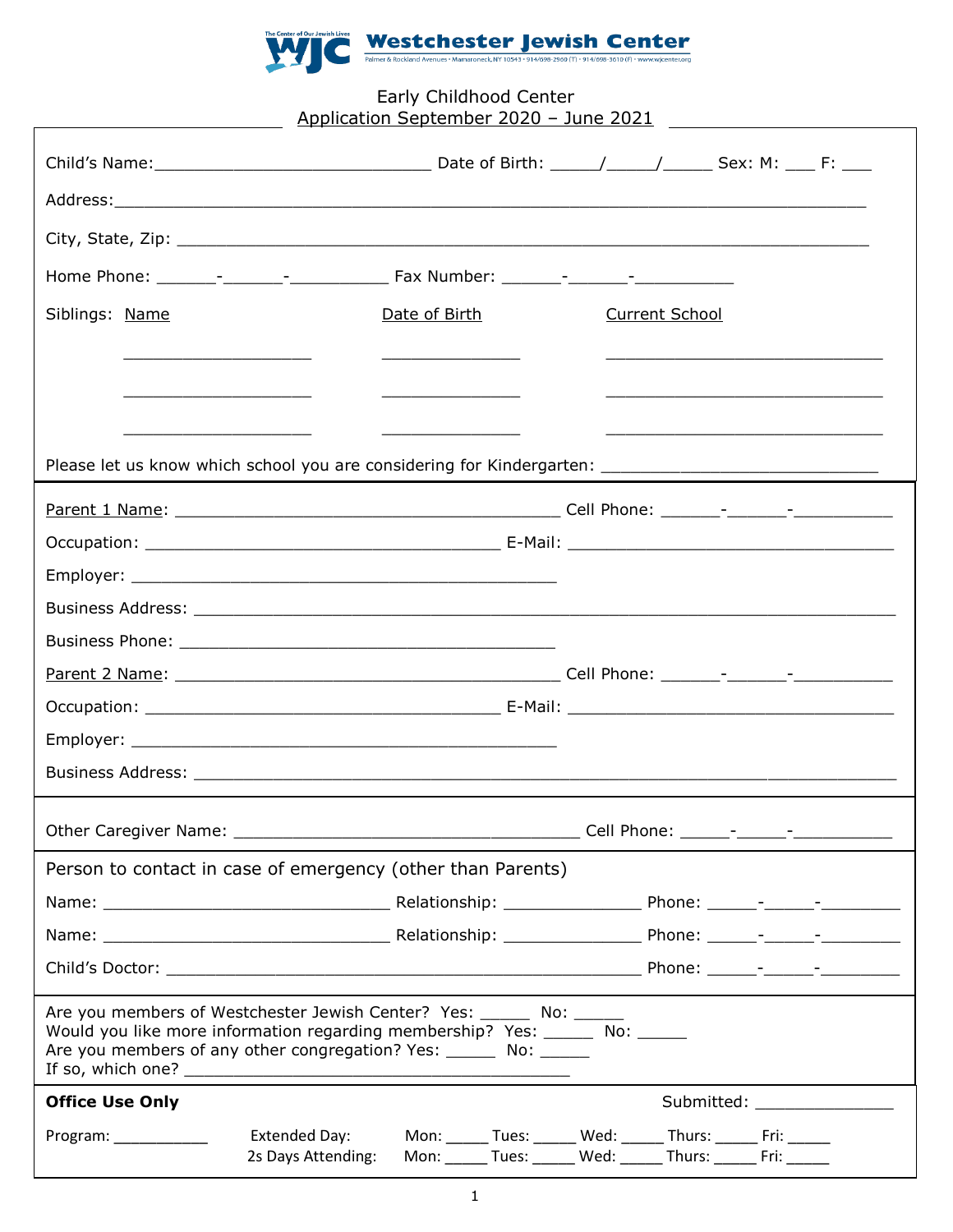Westchester Jewish Center

Palmer & Rockland Avenues • Mamaroneck, NY 10543 • 914/698-2960 (T) • 914/698-3610 (F) • www.wjcenter.org

Early Childhood Center
Application September 2020 – June 2021

Child's Name:____________________________ Date of Birth: _____/_____/_____ Sex: M: ___ F: ___

Address:___________________________________________________________________________

City, State, Zip: ______________________________________________________________________

Home Phone: ______-______-__________ Fax Number: ______-______-__________

| Siblings: Name | Date of Birth | Current School |
|---|---|---|
| ___________________ | ______________ | _____________________________ |
| ___________________ | ______________ | _____________________________ |
| ___________________ | ______________ | _____________________________ |

Please let us know which school you are considering for Kindergarten: ____________________________

Parent 1 Name: ________________________________________ Cell Phone: ______-______-__________

Occupation: ____________________________________ E-Mail: ___________________________________

Employer: ____________________________________________

Business Address: _____________________________________________________________________

Business Phone: ________________________________________

Parent 2 Name: ________________________________________ Cell Phone: ______-______-__________

Occupation: ____________________________________ E-Mail: ___________________________________

Employer: ____________________________________________

Business Address: _____________________________________________________________________

Other Caregiver Name: ____________________________________ Cell Phone: _____-_____-__________

Person to contact in case of emergency (other than Parents)

Name: ______________________________ Relationship: ______________ Phone: _____-_____-________

Name: ______________________________ Relationship: ______________ Phone: _____-_____-________

Child's Doctor: __________________________________________________ Phone: _____-_____-________

Are you members of Westchester Jewish Center? Yes: _____ No: _____
Would you like more information regarding membership? Yes: _____ No: _____
Are you members of any other congregation? Yes: _____ No: _____
If so, which one? ________________________________________

**Office Use Only** Submitted: ______________

Program: __________ Extended Day: Mon: _____ Tues: _____ Wed: _____ Thurs: _____ Fri: _____
2s Days Attending: Mon: _____ Tues: _____ Wed: _____ Thurs: _____ Fri: _____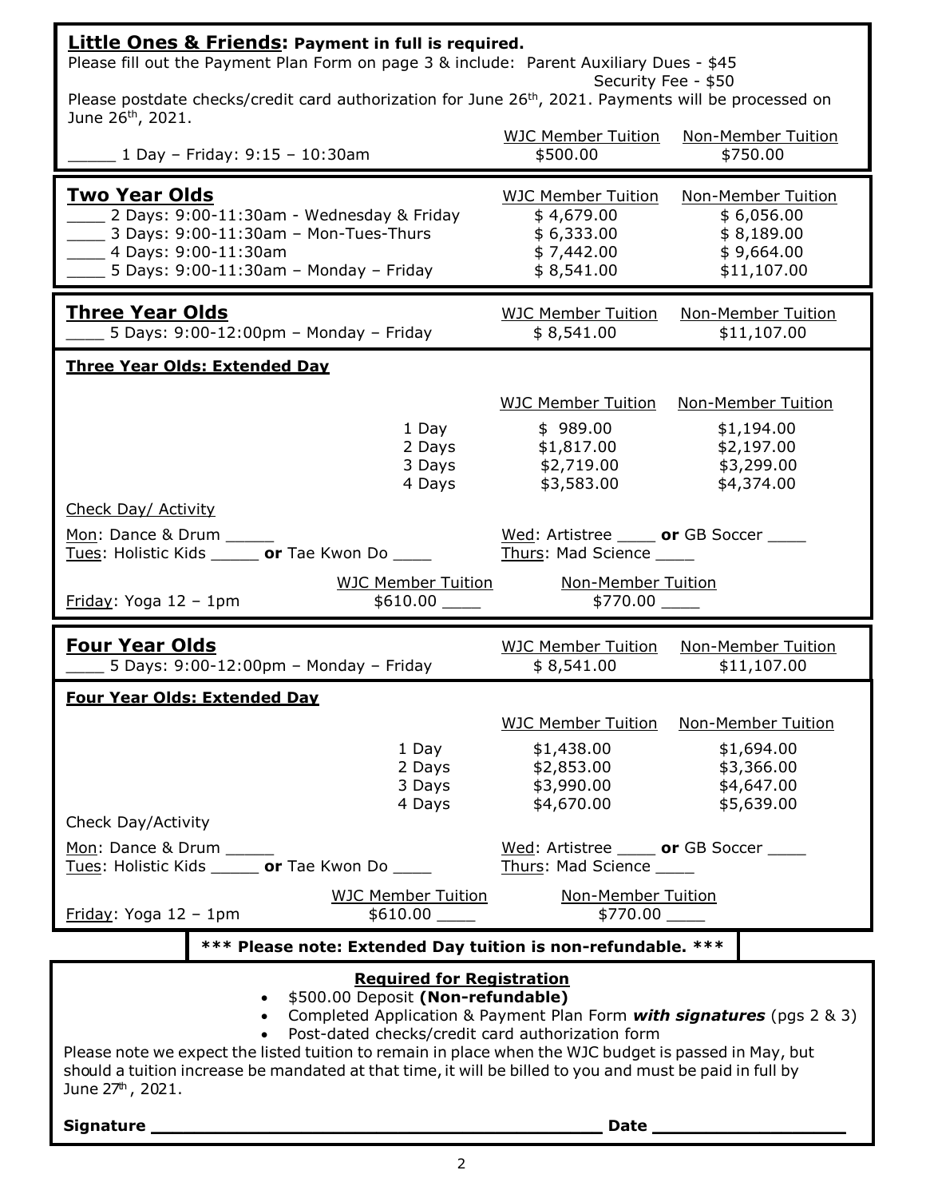## **Little Ones & Friends: Payment in full is required.**

Please fill out the Payment Plan Form on page 3 & include: Parent Auxiliary Dues - $45
Security Fee - $50

Please postdate checks/credit card authorization for June 26th, 2021. Payments will be processed on June 26th, 2021.

| | WJC Member Tuition | Non-Member Tuition |
|---|---|---|
| _____ 1 Day – Friday: 9:15 – 10:30am | $500.00 | $750.00 |

## **Two Year Olds**

| | WJC Member Tuition | Non-Member Tuition |
|---|---|---|
| ____ 2 Days: 9:00-11:30am - Wednesday & Friday | $ 4,679.00 | $ 6,056.00 |
| ____ 3 Days: 9:00-11:30am – Mon-Tues-Thurs | $ 6,333.00 | $ 8,189.00 |
| ____ 4 Days: 9:00-11:30am | $ 7,442.00 | $ 9,664.00 |
| ____ 5 Days: 9:00-11:30am – Monday – Friday | $ 8,541.00 | $11,107.00 |

## **Three Year Olds**

| | WJC Member Tuition | Non-Member Tuition |
|---|---|---|
| ____ 5 Days: 9:00-12:00pm – Monday – Friday | $ 8,541.00 | $11,107.00 |

### **Three Year Olds: Extended Day**

| | WJC Member Tuition | Non-Member Tuition |
|---|---|---|
| 1 Day | $ 989.00 | $1,194.00 |
| 2 Days | $1,817.00 | $2,197.00 |
| 3 Days | $2,719.00 | $3,299.00 |
| 4 Days | $3,583.00 | $4,374.00 |

Check Day/ Activity

Mon: Dance & Drum _____
Tues: Holistic Kids _____ **or** Tae Kwon Do ____
Wed: Artistree ____ **or** GB Soccer ____
Thurs: Mad Science ____

| | WJC Member Tuition | Non-Member Tuition |
|---|---|---|
| Friday: Yoga 12 – 1pm | $610.00 ____ | $770.00 ____ |

## **Four Year Olds**

| | WJC Member Tuition | Non-Member Tuition |
|---|---|---|
| ____ 5 Days: 9:00-12:00pm – Monday – Friday | $ 8,541.00 | $11,107.00 |

### **Four Year Olds: Extended Day**

| | WJC Member Tuition | Non-Member Tuition |
|---|---|---|
| 1 Day | $1,438.00 | $1,694.00 |
| 2 Days | $2,853.00 | $3,366.00 |
| 3 Days | $3,990.00 | $4,647.00 |
| 4 Days | $4,670.00 | $5,639.00 |

Check Day/Activity

Mon: Dance & Drum _____
Tues: Holistic Kids _____ **or** Tae Kwon Do ____
Wed: Artistree ____ **or** GB Soccer ____
Thurs: Mad Science ____

| | WJC Member Tuition | Non-Member Tuition |
|---|---|---|
| Friday: Yoga 12 – 1pm | $610.00 ____ | $770.00 ____ |

**\*\*\* Please note: Extended Day tuition is non-refundable. \*\*\***

### **Required for Registration**

- $500.00 Deposit **(Non-refundable)**
- Completed Application & Payment Plan Form ***with signatures*** (pgs 2 & 3)
- Post-dated checks/credit card authorization form

Please note we expect the listed tuition to remain in place when the WJC budget is passed in May, but should a tuition increase be mandated at that time, it will be billed to you and must be paid in full by June 27th, 2021.

**Signature** ______________________________________________ **Date** ___________________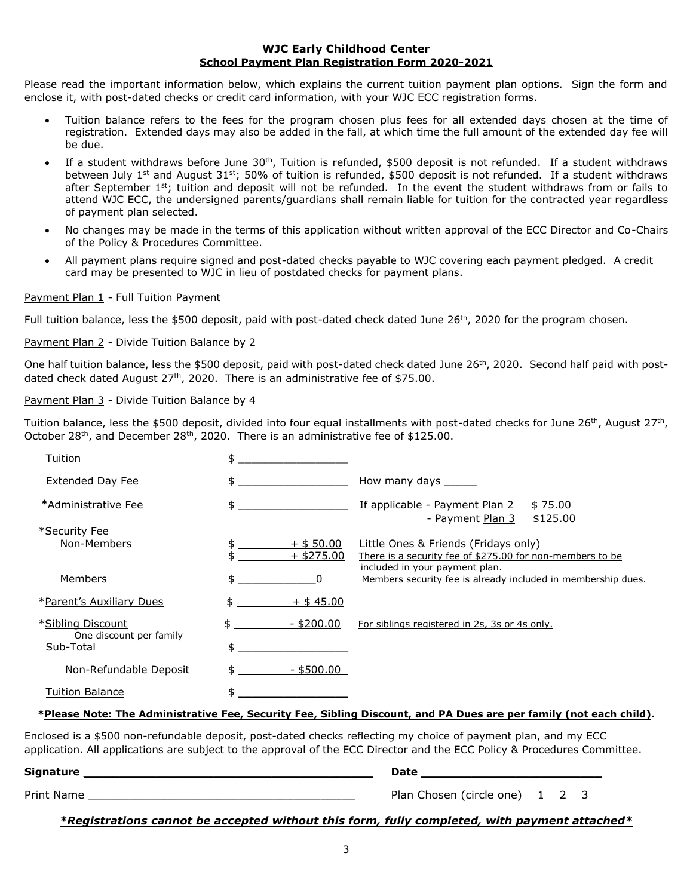**WJC Early Childhood Center**
**School Payment Plan Registration Form 2020-2021**

Please read the important information below, which explains the current tuition payment plan options. Sign the form and enclose it, with post-dated checks or credit card information, with your WJC ECC registration forms.

- Tuition balance refers to the fees for the program chosen plus fees for all extended days chosen at the time of registration. Extended days may also be added in the fall, at which time the full amount of the extended day fee will be due.
- If a student withdraws before June 30th, Tuition is refunded, $500 deposit is not refunded. If a student withdraws between July 1st and August 31st; 50% of tuition is refunded, $500 deposit is not refunded. If a student withdraws after September 1st; tuition and deposit will not be refunded. In the event the student withdraws from or fails to attend WJC ECC, the undersigned parents/guardians shall remain liable for tuition for the contracted year regardless of payment plan selected.
- No changes may be made in the terms of this application without written approval of the ECC Director and Co-Chairs of the Policy & Procedures Committee.
- All payment plans require signed and post-dated checks payable to WJC covering each payment pledged. A credit card may be presented to WJC in lieu of postdated checks for payment plans.

Payment Plan 1 - Full Tuition Payment

Full tuition balance, less the $500 deposit, paid with post-dated check dated June 26th, 2020 for the program chosen.

Payment Plan 2 - Divide Tuition Balance by 2

One half tuition balance, less the $500 deposit, paid with post-dated check dated June 26th, 2020. Second half paid with post-dated check dated August 27th, 2020. There is an administrative fee of $75.00.

Payment Plan 3 - Divide Tuition Balance by 4

Tuition balance, less the $500 deposit, divided into four equal installments with post-dated checks for June 26th, August 27th, October 28th, and December 28th, 2020. There is an administrative fee of $125.00.

| | | |
|---|---|---|
| Tuition | $ ________________ | |
| Extended Day Fee | $ ________________ | How many days _____ |
| *Administrative Fee | $ ________________ | If applicable - Payment Plan 2 $ 75.00<br>- Payment Plan 3 $125.00 |
| *Security Fee<br>Non-Members | $ ________ + $ 50.00<br>$ ________ + $275.00 | Little Ones & Friends (Fridays only)<br>There is a security fee of $275.00 for non-members to be included in your payment plan. |
| Members | $ ________ 0 | Members security fee is already included in membership dues. |
| *Parent's Auxiliary Dues | $ ________ + $ 45.00 | |
| *Sibling Discount<br>One discount per family | $ ________ - $200.00 | For siblings registered in 2s, 3s or 4s only. |
| Sub-Total | $ ________________ | |
| Non-Refundable Deposit | $ ________ - $500.00 | |
| Tuition Balance | $ ________________ | |

**\*Please Note: The Administrative Fee, Security Fee, Sibling Discount, and PA Dues are per family (not each child).**

Enclosed is a $500 non-refundable deposit, post-dated checks reflecting my choice of payment plan, and my ECC application. All applications are subject to the approval of the ECC Director and the ECC Policy & Procedures Committee.

**Signature** ________________________________________ **Date** ________________________

Print Name ________________________________________ Plan Chosen (circle one) 1 2 3

***\*Registrations cannot be accepted without this form, fully completed, with payment attached\****